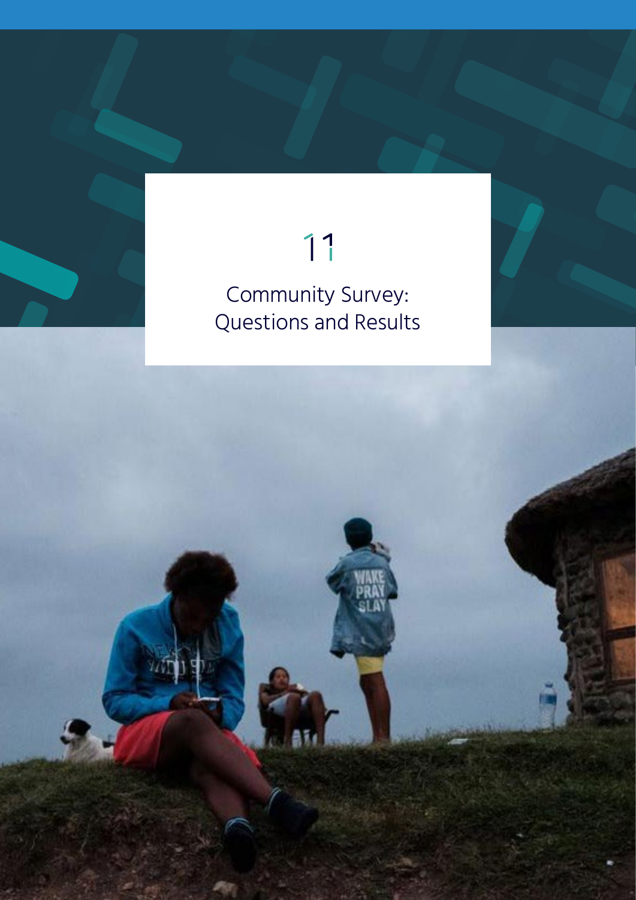# 11

# Community Survey: Questions and Results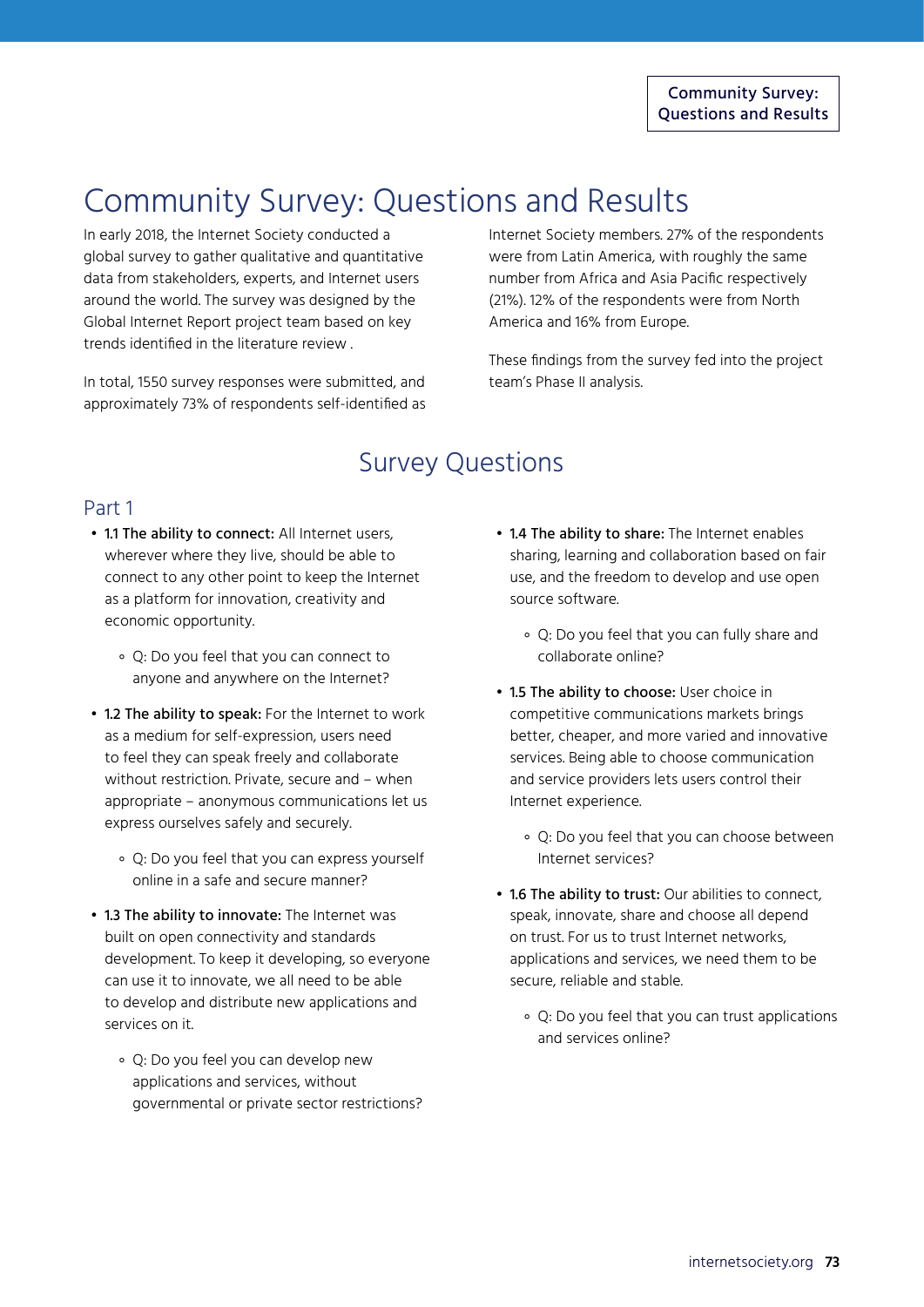# Community Survey: Questions and Results

In early 2018, the Internet Society conducted a global survey to gather qualitative and quantitative data from stakeholders, experts, and Internet users around the world. The survey was designed by the Global Internet Report project team based on key trends identified in the literature review .

In total, 1550 survey responses were submitted, and approximately 73% of respondents self-identified as Internet Society members. 27% of the respondents were from Latin America, with roughly the same number from Africa and Asia Pacific respectively (21%). 12% of the respondents were from North America and 16% from Europe.

These findings from the survey fed into the project team's Phase II analysis.

## Survey Questions

### Part 1

- **1.1 The ability to connect:** All Internet users, wherever where they live, should be able to connect to any other point to keep the Internet as a platform for innovation, creativity and economic opportunity.
  - Q: Do you feel that you can connect to anyone and anywhere on the Internet?
- **1.2 The ability to speak:** For the Internet to work as a medium for self-expression, users need to feel they can speak freely and collaborate without restriction. Private, secure and – when appropriate – anonymous communications let us express ourselves safely and securely.
  - Q: Do you feel that you can express yourself online in a safe and secure manner?
- **1.3 The ability to innovate:** The Internet was built on open connectivity and standards development. To keep it developing, so everyone can use it to innovate, we all need to be able to develop and distribute new applications and services on it.
  - Q: Do you feel you can develop new applications and services, without governmental or private sector restrictions?
- **1.4 The ability to share:** The Internet enables sharing, learning and collaboration based on fair use, and the freedom to develop and use open source software.
  - Q: Do you feel that you can fully share and collaborate online?
- **1.5 The ability to choose:** User choice in competitive communications markets brings better, cheaper, and more varied and innovative services. Being able to choose communication and service providers lets users control their Internet experience.
  - Q: Do you feel that you can choose between Internet services?
- **1.6 The ability to trust:** Our abilities to connect, speak, innovate, share and choose all depend on trust. For us to trust Internet networks, applications and services, we need them to be secure, reliable and stable.
  - Q: Do you feel that you can trust applications and services online?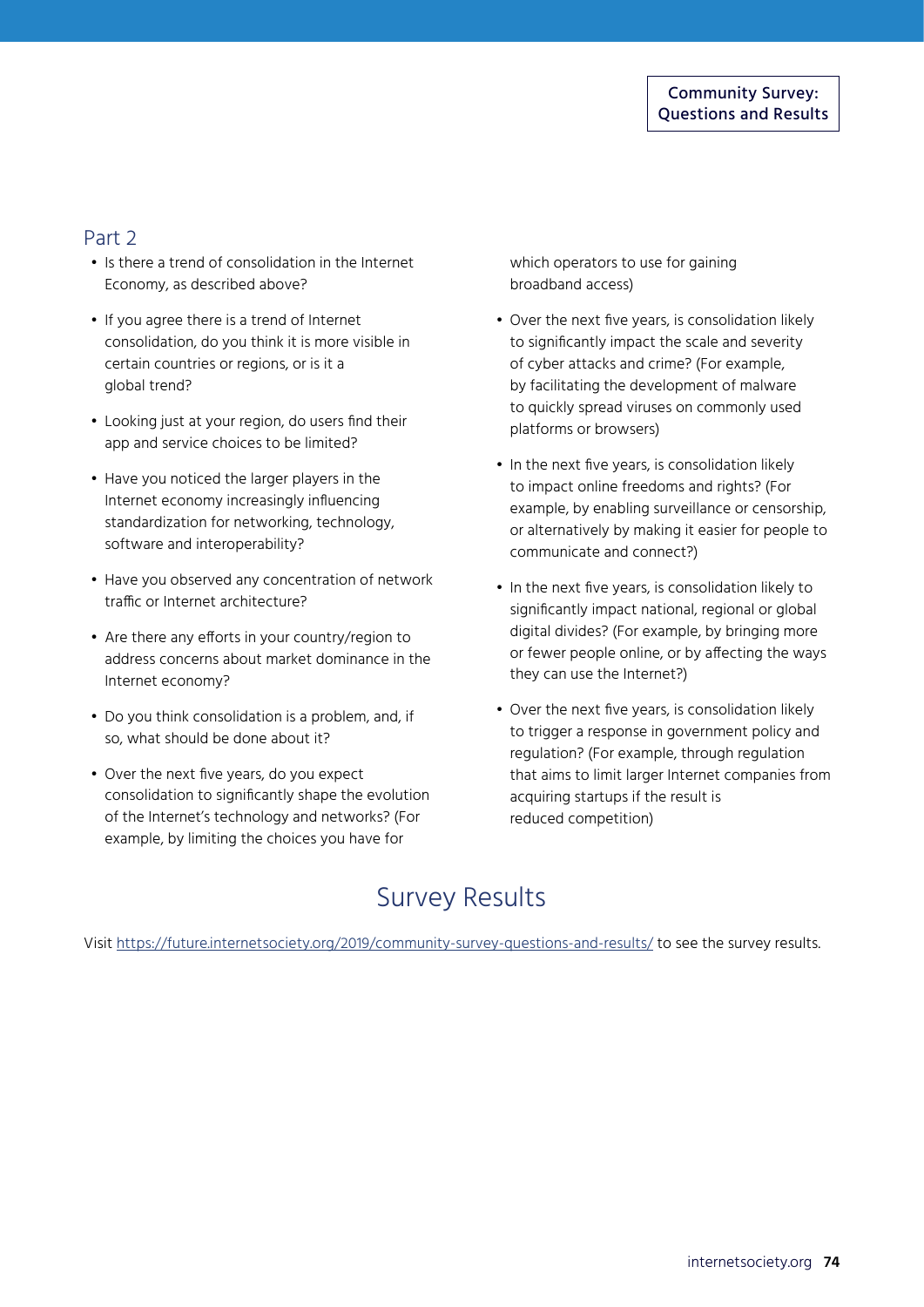## Part 2

- Is there a trend of consolidation in the Internet Economy, as described above?
- If you agree there is a trend of Internet consolidation, do you think it is more visible in certain countries or regions, or is it a global trend?
- Looking just at your region, do users find their app and service choices to be limited?
- Have you noticed the larger players in the Internet economy increasingly influencing standardization for networking, technology, software and interoperability?
- Have you observed any concentration of network traffic or Internet architecture?
- Are there any efforts in your country/region to address concerns about market dominance in the Internet economy?
- Do you think consolidation is a problem, and, if so, what should be done about it?
- Over the next five years, do you expect consolidation to significantly shape the evolution of the Internet's technology and networks? (For example, by limiting the choices you have for which operators to use for gaining broadband access)
- Over the next five years, is consolidation likely to significantly impact the scale and severity of cyber attacks and crime? (For example, by facilitating the development of malware to quickly spread viruses on commonly used platforms or browsers)
- In the next five years, is consolidation likely to impact online freedoms and rights? (For example, by enabling surveillance or censorship, or alternatively by making it easier for people to communicate and connect?)
- In the next five years, is consolidation likely to significantly impact national, regional or global digital divides? (For example, by bringing more or fewer people online, or by affecting the ways they can use the Internet?)
- Over the next five years, is consolidation likely to trigger a response in government policy and regulation? (For example, through regulation that aims to limit larger Internet companies from acquiring startups if the result is reduced competition)

# Survey Results

Visit https://future.internetsociety.org/2019/community-survey-questions-and-results/ to see the survey results.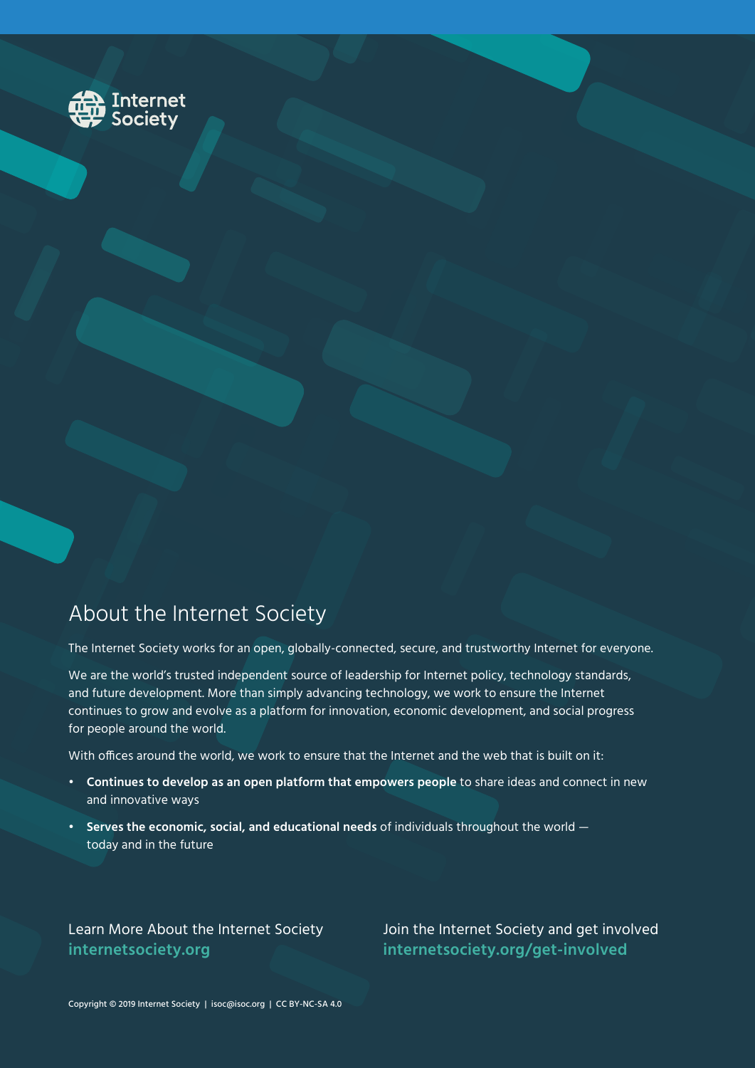Internet Society

# About the Internet Society

The Internet Society works for an open, globally-connected, secure, and trustworthy Internet for everyone.

We are the world's trusted independent source of leadership for Internet policy, technology standards, and future development. More than simply advancing technology, we work to ensure the Internet continues to grow and evolve as a platform for innovation, economic development, and social progress for people around the world.

With offices around the world, we work to ensure that the Internet and the web that is built on it:

- **Continues to develop as an open platform that empowers people** to share ideas and connect in new and innovative ways
- **Serves the economic, social, and educational needs** of individuals throughout the world — today and in the future

Learn More About the Internet Society
**internetsociety.org**

Join the Internet Society and get involved
**internetsociety.org/get-involved**

Copyright © 2019 Internet Society | isoc@isoc.org | CC BY-NC-SA 4.0